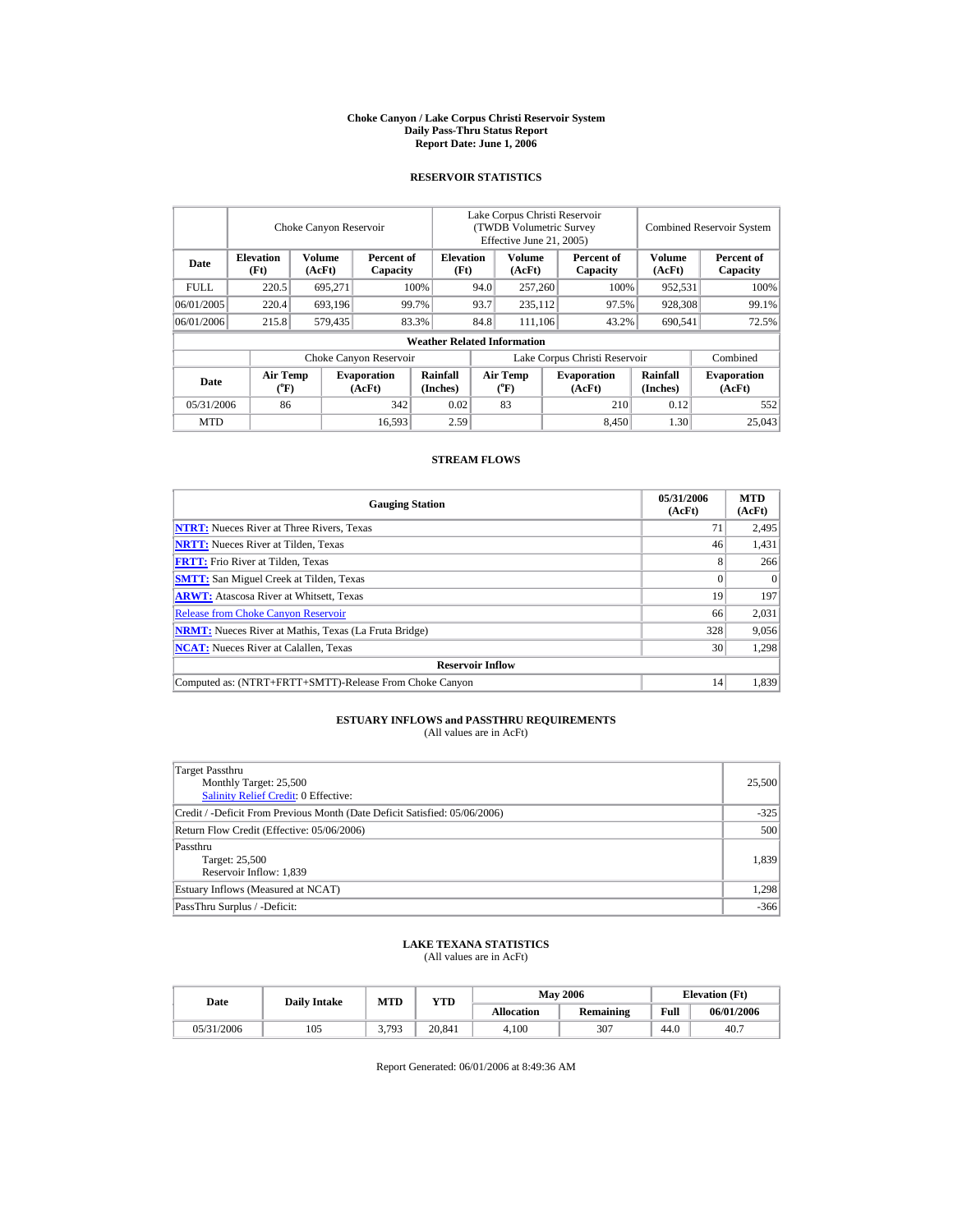# Choke Canyon / Lake Corpus Christi Reservoir System
## Daily Pass-Thru Status Report
### Report Date: June 1, 2006

## RESERVOIR STATISTICS

| Date | Choke Canyon Reservoir | | | Lake Corpus Christi Reservoir (TWDB Volumetric Survey Effective June 21, 2005) | | | Combined Reservoir System | |
|---|---|---|---|---|---|---|---|---|
| | Elevation (Ft) | Volume (AcFt) | Percent of Capacity | Elevation (Ft) | Volume (AcFt) | Percent of Capacity | Volume (AcFt) | Percent of Capacity |
| FULL | 220.5 | 695,271 | 100% | 94.0 | 257,260 | 100% | 952,531 | 100% |
| 06/01/2005 | 220.4 | 693,196 | 99.7% | 93.7 | 235,112 | 97.5% | 928,308 | 99.1% |
| 06/01/2006 | 215.8 | 579,435 | 83.3% | 84.8 | 111,106 | 43.2% | 690,541 | 72.5% |

**Weather Related Information**

| Date | Choke Canyon Reservoir | | | Lake Corpus Christi Reservoir | | | Combined |
|---|---|---|---|---|---|---|---|
| | Air Temp (°F) | Evaporation (AcFt) | Rainfall (Inches) | Air Temp (°F) | Evaporation (AcFt) | Rainfall (Inches) | Evaporation (AcFt) |
| 05/31/2006 | 86 | 342 | 0.02 | 83 | 210 | 0.12 | 552 |
| MTD | | 16,593 | 2.59 | | 8,450 | 1.30 | 25,043 |

## STREAM FLOWS

| Gauging Station | 05/31/2006 (AcFt) | MTD (AcFt) |
|---|---|---|
| NTRT: Nueces River at Three Rivers, Texas | 71 | 2,495 |
| NRTT: Nueces River at Tilden, Texas | 46 | 1,431 |
| FRTT: Frio River at Tilden, Texas | 8 | 266 |
| SMTT: San Miguel Creek at Tilden, Texas | 0 | 0 |
| ARWT: Atascosa River at Whitsett, Texas | 19 | 197 |
| Release from Choke Canyon Reservoir | 66 | 2,031 |
| NRMT: Nueces River at Mathis, Texas (La Fruta Bridge) | 328 | 9,056 |
| NCAT: Nueces River at Calallen, Texas | 30 | 1,298 |
| **Reservoir Inflow** | | |
| Computed as: (NTRT+FRTT+SMTT)-Release From Choke Canyon | 14 | 1,839 |

## ESTUARY INFLOWS and PASSTHRU REQUIREMENTS
(All values are in AcFt)

| | |
|---|---|
| Target Passthru<br>Monthly Target: 25,500<br>Salinity Relief Credit: 0 Effective: | 25,500 |
| Credit / -Deficit From Previous Month (Date Deficit Satisfied: 05/06/2006) | -325 |
| Return Flow Credit (Effective: 05/06/2006) | 500 |
| Passthru<br>Target: 25,500<br>Reservoir Inflow: 1,839 | 1,839 |
| Estuary Inflows (Measured at NCAT) | 1,298 |
| PassThru Surplus / -Deficit: | -366 |

## LAKE TEXANA STATISTICS
(All values are in AcFt)

| Date | Daily Intake | MTD | YTD | May 2006 | | Elevation (Ft) | |
|---|---|---|---|---|---|---|---|
| | | | | Allocation | Remaining | Full | 06/01/2006 |
| 05/31/2006 | 105 | 3,793 | 20,841 | 4,100 | 307 | 44.0 | 40.7 |

Report Generated: 06/01/2006 at 8:49:36 AM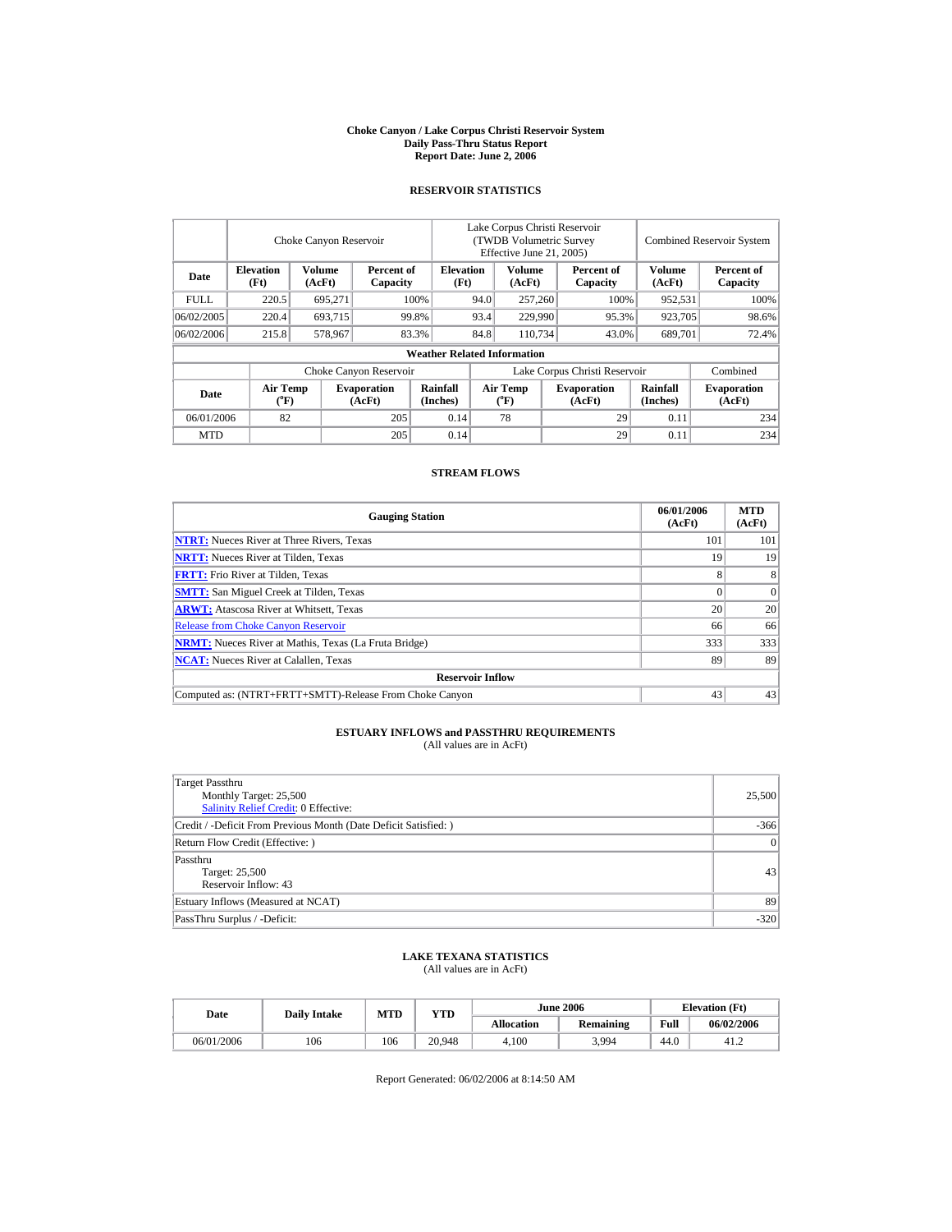# Choke Canyon / Lake Corpus Christi Reservoir System
## Daily Pass-Thru Status Report
### Report Date: June 2, 2006

## RESERVOIR STATISTICS

| | Choke Canyon Reservoir | | | Lake Corpus Christi Reservoir (TWDB Volumetric Survey Effective June 21, 2005) | | | Combined Reservoir System | |
|---|---|---|---|---|---|---|---|---|
| Date | Elevation (Ft) | Volume (AcFt) | Percent of Capacity | Elevation (Ft) | Volume (AcFt) | Percent of Capacity | Volume (AcFt) | Percent of Capacity |
| FULL | 220.5 | 695,271 | 100% | 94.0 | 257,260 | 100% | 952,531 | 100% |
| 06/02/2005 | 220.4 | 693,715 | 99.8% | 93.4 | 229,990 | 95.3% | 923,705 | 98.6% |
| 06/02/2006 | 215.8 | 578,967 | 83.3% | 84.8 | 110,734 | 43.0% | 689,701 | 72.4% |

**Weather Related Information**

| | Choke Canyon Reservoir | | | Lake Corpus Christi Reservoir | | | Combined |
|---|---|---|---|---|---|---|---|
| Date | Air Temp (°F) | Evaporation (AcFt) | Rainfall (Inches) | Air Temp (°F) | Evaporation (AcFt) | Rainfall (Inches) | Evaporation (AcFt) |
| 06/01/2006 | 82 | 205 | 0.14 | 78 | 29 | 0.11 | 234 |
| MTD | | 205 | 0.14 | | 29 | 0.11 | 234 |

## STREAM FLOWS

| Gauging Station | 06/01/2006 (AcFt) | MTD (AcFt) |
|---|---|---|
| **NTRT:** Nueces River at Three Rivers, Texas | 101 | 101 |
| **NRTT:** Nueces River at Tilden, Texas | 19 | 19 |
| **FRTT:** Frio River at Tilden, Texas | 8 | 8 |
| **SMTT:** San Miguel Creek at Tilden, Texas | 0 | 0 |
| **ARWT:** Atascosa River at Whitsett, Texas | 20 | 20 |
| Release from Choke Canyon Reservoir | 66 | 66 |
| **NRMT:** Nueces River at Mathis, Texas (La Fruta Bridge) | 333 | 333 |
| **NCAT:** Nueces River at Calallen, Texas | 89 | 89 |
| **Reservoir Inflow** | | |
| Computed as: (NTRT+FRTT+SMTT)-Release From Choke Canyon | 43 | 43 |

## ESTUARY INFLOWS and PASSTHRU REQUIREMENTS
(All values are in AcFt)

| | |
|---|---|
| Target Passthru<br>Monthly Target: 25,500<br>Salinity Relief Credit: 0 Effective: | 25,500 |
| Credit / -Deficit From Previous Month (Date Deficit Satisfied: ) | -366 |
| Return Flow Credit (Effective: ) | 0 |
| Passthru<br>Target: 25,500<br>Reservoir Inflow: 43 | 43 |
| Estuary Inflows (Measured at NCAT) | 89 |
| PassThru Surplus / -Deficit: | -320 |

## LAKE TEXANA STATISTICS
(All values are in AcFt)

| Date | Daily Intake | MTD | YTD | June 2006 | | Elevation (Ft) | |
|---|---|---|---|---|---|---|---|
| | | | | Allocation | Remaining | Full | 06/02/2006 |
| 06/01/2006 | 106 | 106 | 20,948 | 4,100 | 3,994 | 44.0 | 41.2 |

Report Generated: 06/02/2006 at 8:14:50 AM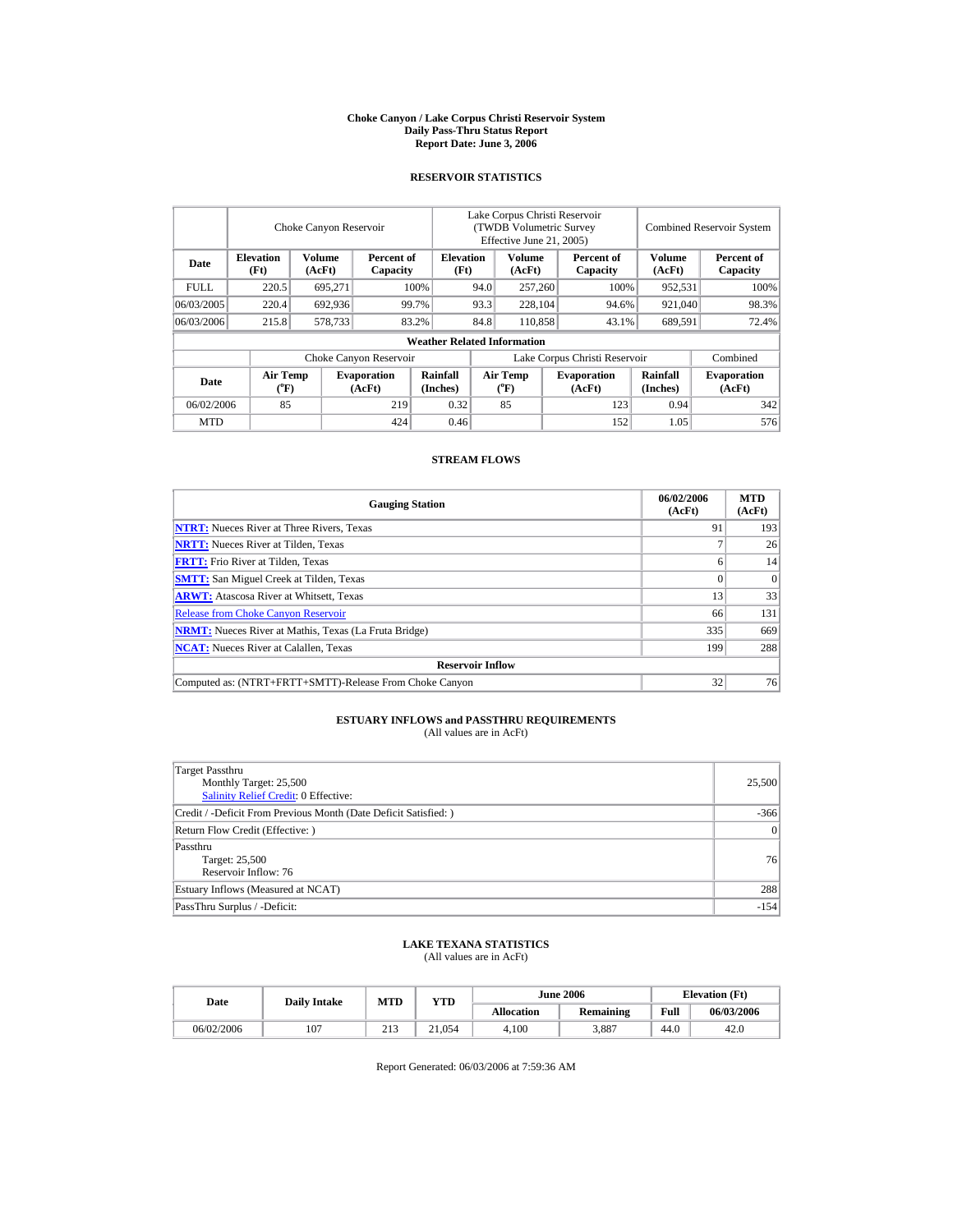# Choke Canyon / Lake Corpus Christi Reservoir System
## Daily Pass-Thru Status Report
### Report Date: June 3, 2006

## RESERVOIR STATISTICS

| | Choke Canyon Reservoir | | | Lake Corpus Christi Reservoir (TWDB Volumetric Survey Effective June 21, 2005) | | | Combined Reservoir System | |
|---|---|---|---|---|---|---|---|---|
| Date | Elevation (Ft) | Volume (AcFt) | Percent of Capacity | Elevation (Ft) | Volume (AcFt) | Percent of Capacity | Volume (AcFt) | Percent of Capacity |
| FULL | 220.5 | 695,271 | 100% | 94.0 | 257,260 | 100% | 952,531 | 100% |
| 06/03/2005 | 220.4 | 692,936 | 99.7% | 93.3 | 228,104 | 94.6% | 921,040 | 98.3% |
| 06/03/2006 | 215.8 | 578,733 | 83.2% | 84.8 | 110,858 | 43.1% | 689,591 | 72.4% |

**Weather Related Information**

| | Choke Canyon Reservoir | | | Lake Corpus Christi Reservoir | | | Combined |
|---|---|---|---|---|---|---|---|
| Date | Air Temp (°F) | Evaporation (AcFt) | Rainfall (Inches) | Air Temp (°F) | Evaporation (AcFt) | Rainfall (Inches) | Evaporation (AcFt) |
| 06/02/2006 | 85 | 219 | 0.32 | 85 | 123 | 0.94 | 342 |
| MTD | | 424 | 0.46 | | 152 | 1.05 | 576 |

## STREAM FLOWS

| Gauging Station | 06/02/2006 (AcFt) | MTD (AcFt) |
|---|---|---|
| **NTRT:** Nueces River at Three Rivers, Texas | 91 | 193 |
| **NRTT:** Nueces River at Tilden, Texas | 7 | 26 |
| **FRTT:** Frio River at Tilden, Texas | 6 | 14 |
| **SMTT:** San Miguel Creek at Tilden, Texas | 0 | 0 |
| **ARWT:** Atascosa River at Whitsett, Texas | 13 | 33 |
| Release from Choke Canyon Reservoir | 66 | 131 |
| **NRMT:** Nueces River at Mathis, Texas (La Fruta Bridge) | 335 | 669 |
| **NCAT:** Nueces River at Calallen, Texas | 199 | 288 |
| **Reservoir Inflow** | | |
| Computed as: (NTRT+FRTT+SMTT)-Release From Choke Canyon | 32 | 76 |

## ESTUARY INFLOWS and PASSTHRU REQUIREMENTS
(All values are in AcFt)

| | |
|---|---|
| Target Passthru<br>Monthly Target: 25,500<br>Salinity Relief Credit: 0 Effective: | 25,500 |
| Credit / -Deficit From Previous Month (Date Deficit Satisfied: ) | -366 |
| Return Flow Credit (Effective: ) | 0 |
| Passthru<br>Target: 25,500<br>Reservoir Inflow: 76 | 76 |
| Estuary Inflows (Measured at NCAT) | 288 |
| PassThru Surplus / -Deficit: | -154 |

## LAKE TEXANA STATISTICS
(All values are in AcFt)

| Date | Daily Intake | MTD | YTD | June 2006 | | Elevation (Ft) | |
|---|---|---|---|---|---|---|---|
| | | | | Allocation | Remaining | Full | 06/03/2006 |
| 06/02/2006 | 107 | 213 | 21,054 | 4,100 | 3,887 | 44.0 | 42.0 |

Report Generated: 06/03/2006 at 7:59:36 AM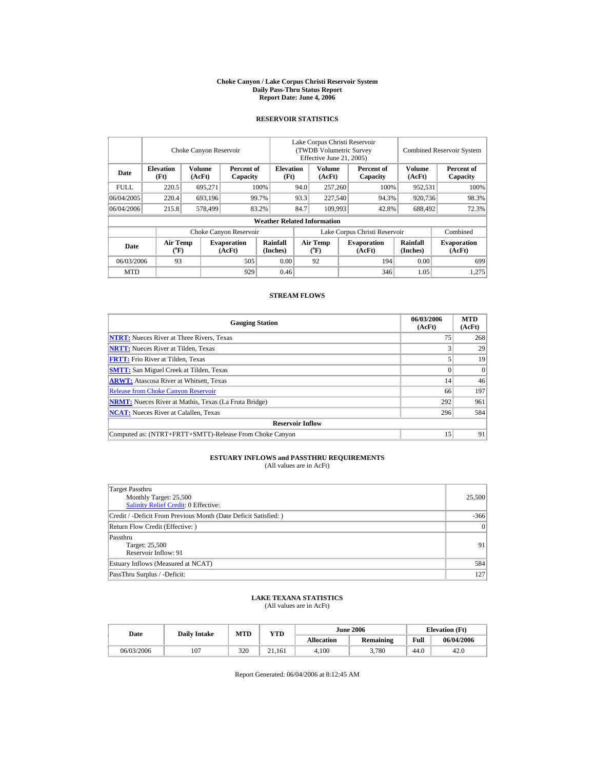**Choke Canyon / Lake Corpus Christi Reservoir System**
**Daily Pass-Thru Status Report**
**Report Date: June 4, 2006**

## RESERVOIR STATISTICS

| | Choke Canyon Reservoir | | | Lake Corpus Christi Reservoir (TWDB Volumetric Survey Effective June 21, 2005) | | | Combined Reservoir System | |
|---|---|---|---|---|---|---|---|---|
| **Date** | **Elevation (Ft)** | **Volume (AcFt)** | **Percent of Capacity** | **Elevation (Ft)** | **Volume (AcFt)** | **Percent of Capacity** | **Volume (AcFt)** | **Percent of Capacity** |
| FULL | 220.5 | 695,271 | 100% | 94.0 | 257,260 | 100% | 952,531 | 100% |
| 06/04/2005 | 220.4 | 693,196 | 99.7% | 93.3 | 227,540 | 94.3% | 920,736 | 98.3% |
| 06/04/2006 | 215.8 | 578,499 | 83.2% | 84.7 | 109,993 | 42.8% | 688,492 | 72.3% |

**Weather Related Information**

| | Choke Canyon Reservoir | | | Lake Corpus Christi Reservoir | | | Combined |
|---|---|---|---|---|---|---|---|
| **Date** | **Air Temp (°F)** | **Evaporation (AcFt)** | **Rainfall (Inches)** | **Air Temp (°F)** | **Evaporation (AcFt)** | **Rainfall (Inches)** | **Evaporation (AcFt)** |
| 06/03/2006 | 93 | 505 | 0.00 | 92 | 194 | 0.00 | 699 |
| MTD | | 929 | 0.46 | | 346 | 1.05 | 1,275 |

## STREAM FLOWS

| Gauging Station | 06/03/2006 (AcFt) | MTD (AcFt) |
|---|---|---|
| **NTRT:** Nueces River at Three Rivers, Texas | 75 | 268 |
| **NRTT:** Nueces River at Tilden, Texas | 3 | 29 |
| **FRTT:** Frio River at Tilden, Texas | 5 | 19 |
| **SMTT:** San Miguel Creek at Tilden, Texas | 0 | 0 |
| **ARWT:** Atascosa River at Whitsett, Texas | 14 | 46 |
| Release from Choke Canyon Reservoir | 66 | 197 |
| **NRMT:** Nueces River at Mathis, Texas (La Fruta Bridge) | 292 | 961 |
| **NCAT:** Nueces River at Calallen, Texas | 296 | 584 |
| **Reservoir Inflow** | | |
| Computed as: (NTRT+FRTT+SMTT)-Release From Choke Canyon | 15 | 91 |

## ESTUARY INFLOWS and PASSTHRU REQUIREMENTS
(All values are in AcFt)

| | |
|---|---|
| Target Passthru<br>Monthly Target: 25,500<br>Salinity Relief Credit: 0 Effective: | 25,500 |
| Credit / -Deficit From Previous Month (Date Deficit Satisfied: ) | -366 |
| Return Flow Credit (Effective: ) | 0 |
| Passthru<br>Target: 25,500<br>Reservoir Inflow: 91 | 91 |
| Estuary Inflows (Measured at NCAT) | 584 |
| PassThru Surplus / -Deficit: | 127 |

## LAKE TEXANA STATISTICS
(All values are in AcFt)

| Date | Daily Intake | MTD | YTD | June 2006 | | Elevation (Ft) | |
|---|---|---|---|---|---|---|---|
| | | | | **Allocation** | **Remaining** | **Full** | **06/04/2006** |
| 06/03/2006 | 107 | 320 | 21,161 | 4,100 | 3,780 | 44.0 | 42.0 |

Report Generated: 06/04/2006 at 8:12:45 AM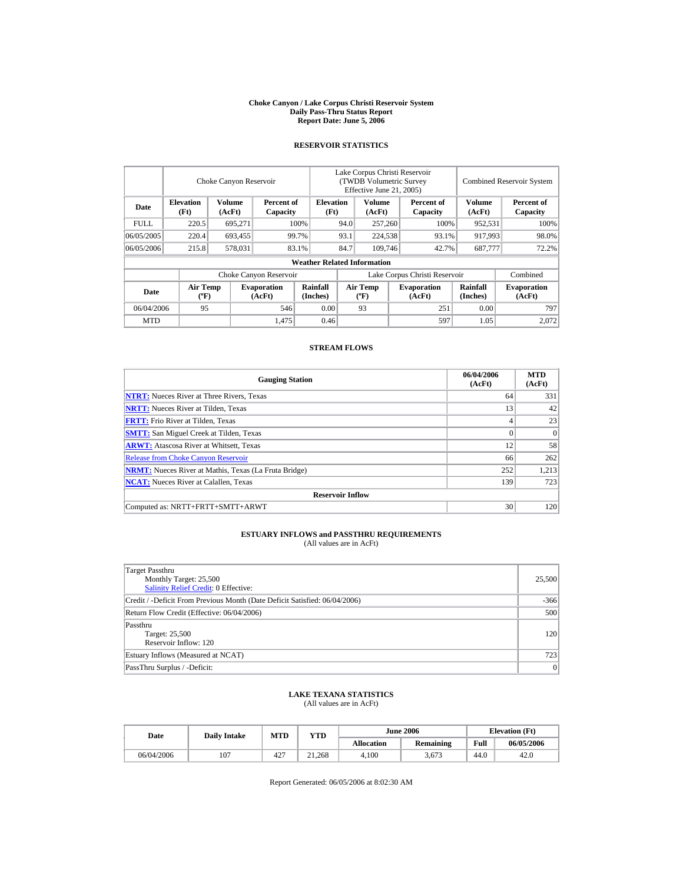# Choke Canyon / Lake Corpus Christi Reservoir System
## Daily Pass-Thru Status Report
## Report Date: June 5, 2006

### RESERVOIR STATISTICS

| Date | Choke Canyon Reservoir | | | Lake Corpus Christi Reservoir (TWDB Volumetric Survey Effective June 21, 2005) | | | Combined Reservoir System | |
|---|---|---|---|---|---|---|---|---|
| | Elevation (Ft) | Volume (AcFt) | Percent of Capacity | Elevation (Ft) | Volume (AcFt) | Percent of Capacity | Volume (AcFt) | Percent of Capacity |
| FULL | 220.5 | 695,271 | 100% | 94.0 | 257,260 | 100% | 952,531 | 100% |
| 06/05/2005 | 220.4 | 693,455 | 99.7% | 93.1 | 224,538 | 93.1% | 917,993 | 98.0% |
| 06/05/2006 | 215.8 | 578,031 | 83.1% | 84.7 | 109,746 | 42.7% | 687,777 | 72.2% |

**Weather Related Information**

| Date | Choke Canyon Reservoir | | | Lake Corpus Christi Reservoir | | | Combined |
|---|---|---|---|---|---|---|---|
| | Air Temp (ºF) | Evaporation (AcFt) | Rainfall (Inches) | Air Temp (ºF) | Evaporation (AcFt) | Rainfall (Inches) | Evaporation (AcFt) |
| 06/04/2006 | 95 | 546 | 0.00 | 93 | 251 | 0.00 | 797 |
| MTD | | 1,475 | 0.46 | | 597 | 1.05 | 2,072 |

### STREAM FLOWS

| Gauging Station | 06/04/2006 (AcFt) | MTD (AcFt) |
|---|---|---|
| NTRT: Nueces River at Three Rivers, Texas | 64 | 331 |
| NRTT: Nueces River at Tilden, Texas | 13 | 42 |
| FRTT: Frio River at Tilden, Texas | 4 | 23 |
| SMTT: San Miguel Creek at Tilden, Texas | 0 | 0 |
| ARWT: Atascosa River at Whitsett, Texas | 12 | 58 |
| Release from Choke Canyon Reservoir | 66 | 262 |
| NRMT: Nueces River at Mathis, Texas (La Fruta Bridge) | 252 | 1,213 |
| NCAT: Nueces River at Calallen, Texas | 139 | 723 |
| **Reservoir Inflow** | | |
| Computed as: NRTT+FRTT+SMTT+ARWT | 30 | 120 |

### ESTUARY INFLOWS and PASSTHRU REQUIREMENTS
(All values are in AcFt)

| | |
|---|---|
| Target Passthru<br>Monthly Target: 25,500<br>Salinity Relief Credit: 0 Effective: | 25,500 |
| Credit / -Deficit From Previous Month (Date Deficit Satisfied: 06/04/2006) | -366 |
| Return Flow Credit (Effective: 06/04/2006) | 500 |
| Passthru<br>Target: 25,500<br>Reservoir Inflow: 120 | 120 |
| Estuary Inflows (Measured at NCAT) | 723 |
| PassThru Surplus / -Deficit: | 0 |

### LAKE TEXANA STATISTICS
(All values are in AcFt)

| Date | Daily Intake | MTD | YTD | June 2006 | | Elevation (Ft) | |
|---|---|---|---|---|---|---|---|
| | | | | Allocation | Remaining | Full | 06/05/2006 |
| 06/04/2006 | 107 | 427 | 21,268 | 4,100 | 3,673 | 44.0 | 42.0 |

Report Generated: 06/05/2006 at 8:02:30 AM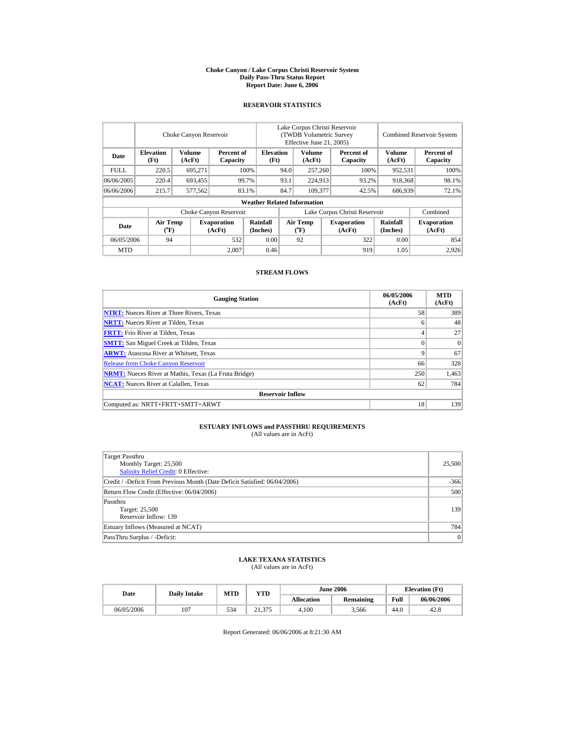# Choke Canyon / Lake Corpus Christi Reservoir System
## Daily Pass-Thru Status Report
### Report Date: June 6, 2006

## RESERVOIR STATISTICS

| | Choke Canyon Reservoir | | | Lake Corpus Christi Reservoir (TWDB Volumetric Survey Effective June 21, 2005) | | | Combined Reservoir System | |
|---|---|---|---|---|---|---|---|---|
| Date | Elevation (Ft) | Volume (AcFt) | Percent of Capacity | Elevation (Ft) | Volume (AcFt) | Percent of Capacity | Volume (AcFt) | Percent of Capacity |
| FULL | 220.5 | 695,271 | 100% | 94.0 | 257,260 | 100% | 952,531 | 100% |
| 06/06/2005 | 220.4 | 693,455 | 99.7% | 93.1 | 224,913 | 93.2% | 918,368 | 98.1% |
| 06/06/2006 | 215.7 | 577,562 | 83.1% | 84.7 | 109,377 | 42.5% | 686,939 | 72.1% |

**Weather Related Information**

| | Choke Canyon Reservoir | | | Lake Corpus Christi Reservoir | | | Combined |
|---|---|---|---|---|---|---|---|
| Date | Air Temp (°F) | Evaporation (AcFt) | Rainfall (Inches) | Air Temp (°F) | Evaporation (AcFt) | Rainfall (Inches) | Evaporation (AcFt) |
| 06/05/2006 | 94 | 532 | 0.00 | 92 | 322 | 0.00 | 854 |
| MTD | | 2,007 | 0.46 | | 919 | 1.05 | 2,926 |

## STREAM FLOWS

| Gauging Station | 06/05/2006 (AcFt) | MTD (AcFt) |
|---|---|---|
| NTRT: Nueces River at Three Rivers, Texas | 58 | 389 |
| NRTT: Nueces River at Tilden, Texas | 6 | 48 |
| FRTT: Frio River at Tilden, Texas | 4 | 27 |
| SMTT: San Miguel Creek at Tilden, Texas | 0 | 0 |
| ARWT: Atascosa River at Whitsett, Texas | 9 | 67 |
| Release from Choke Canyon Reservoir | 66 | 328 |
| NRMT: Nueces River at Mathis, Texas (La Fruta Bridge) | 250 | 1,463 |
| NCAT: Nueces River at Calallen, Texas | 62 | 784 |
| **Reservoir Inflow** | | |
| Computed as: NRTT+FRTT+SMTT+ARWT | 18 | 139 |

## ESTUARY INFLOWS and PASSTHRU REQUIREMENTS
(All values are in AcFt)

| | |
|---|---|
| Target Passthru<br>Monthly Target: 25,500<br>Salinity Relief Credit: 0 Effective: | 25,500 |
| Credit / -Deficit From Previous Month (Date Deficit Satisfied: 06/04/2006) | -366 |
| Return Flow Credit (Effective: 06/04/2006) | 500 |
| Passthru<br>Target: 25,500<br>Reservoir Inflow: 139 | 139 |
| Estuary Inflows (Measured at NCAT) | 784 |
| PassThru Surplus / -Deficit: | 0 |

## LAKE TEXANA STATISTICS
(All values are in AcFt)

| Date | Daily Intake | MTD | YTD | June 2006 | | Elevation (Ft) | |
|---|---|---|---|---|---|---|---|
| | | | | Allocation | Remaining | Full | 06/06/2006 |
| 06/05/2006 | 107 | 534 | 21,375 | 4,100 | 3,566 | 44.0 | 42.8 |

Report Generated: 06/06/2006 at 8:21:30 AM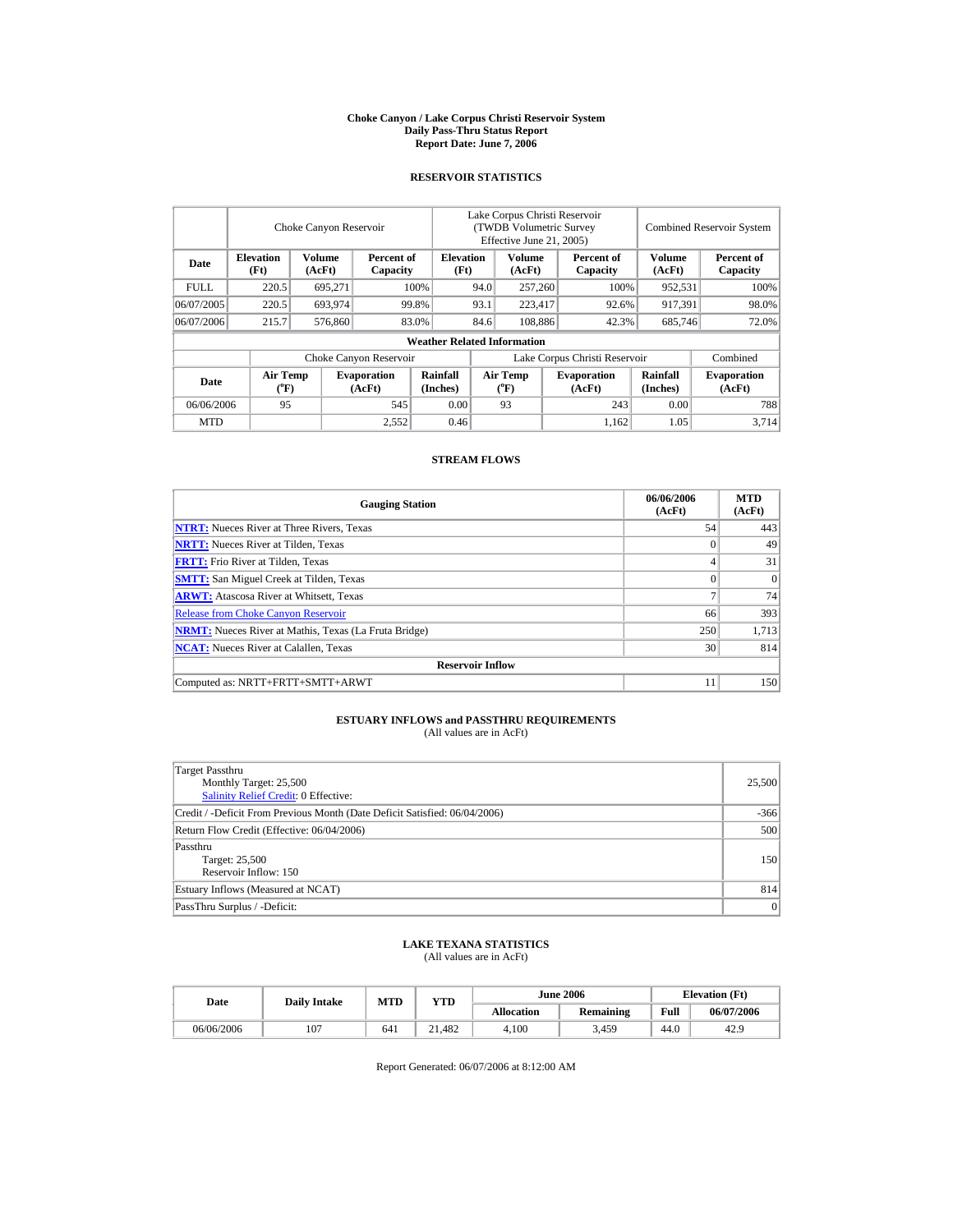# Choke Canyon / Lake Corpus Christi Reservoir System
## Daily Pass-Thru Status Report
### Report Date: June 7, 2006

### RESERVOIR STATISTICS

| Date | Choke Canyon Reservoir | | | Lake Corpus Christi Reservoir (TWDB Volumetric Survey Effective June 21, 2005) | | | Combined Reservoir System | |
|---|---|---|---|---|---|---|---|---|
| | Elevation (Ft) | Volume (AcFt) | Percent of Capacity | Elevation (Ft) | Volume (AcFt) | Percent of Capacity | Volume (AcFt) | Percent of Capacity |
| FULL | 220.5 | 695,271 | 100% | 94.0 | 257,260 | 100% | 952,531 | 100% |
| 06/07/2005 | 220.5 | 693,974 | 99.8% | 93.1 | 223,417 | 92.6% | 917,391 | 98.0% |
| 06/07/2006 | 215.7 | 576,860 | 83.0% | 84.6 | 108,886 | 42.3% | 685,746 | 72.0% |

**Weather Related Information**

| Date | Choke Canyon Reservoir | | | Lake Corpus Christi Reservoir | | | Combined |
|---|---|---|---|---|---|---|---|
| | Air Temp (°F) | Evaporation (AcFt) | Rainfall (Inches) | Air Temp (°F) | Evaporation (AcFt) | Rainfall (Inches) | Evaporation (AcFt) |
| 06/06/2006 | 95 | 545 | 0.00 | 93 | 243 | 0.00 | 788 |
| MTD | | 2,552 | 0.46 | | 1,162 | 1.05 | 3,714 |

### STREAM FLOWS

| Gauging Station | 06/06/2006 (AcFt) | MTD (AcFt) |
|---|---|---|
| NTRT: Nueces River at Three Rivers, Texas | 54 | 443 |
| NRTT: Nueces River at Tilden, Texas | 0 | 49 |
| FRTT: Frio River at Tilden, Texas | 4 | 31 |
| SMTT: San Miguel Creek at Tilden, Texas | 0 | 0 |
| ARWT: Atascosa River at Whitsett, Texas | 7 | 74 |
| Release from Choke Canyon Reservoir | 66 | 393 |
| NRMT: Nueces River at Mathis, Texas (La Fruta Bridge) | 250 | 1,713 |
| NCAT: Nueces River at Calallen, Texas | 30 | 814 |
| **Reservoir Inflow** | | |
| Computed as: NRTT+FRTT+SMTT+ARWT | 11 | 150 |

### ESTUARY INFLOWS and PASSTHRU REQUIREMENTS
(All values are in AcFt)

| | |
|---|---|
| Target Passthru<br>Monthly Target: 25,500<br>Salinity Relief Credit: 0 Effective: | 25,500 |
| Credit / -Deficit From Previous Month (Date Deficit Satisfied: 06/04/2006) | -366 |
| Return Flow Credit (Effective: 06/04/2006) | 500 |
| Passthru<br>Target: 25,500<br>Reservoir Inflow: 150 | 150 |
| Estuary Inflows (Measured at NCAT) | 814 |
| PassThru Surplus / -Deficit: | 0 |

### LAKE TEXANA STATISTICS
(All values are in AcFt)

| Date | Daily Intake | MTD | YTD | June 2006 | | Elevation (Ft) | |
|---|---|---|---|---|---|---|---|
| | | | | Allocation | Remaining | Full | 06/07/2006 |
| 06/06/2006 | 107 | 641 | 21,482 | 4,100 | 3,459 | 44.0 | 42.9 |

Report Generated: 06/07/2006 at 8:12:00 AM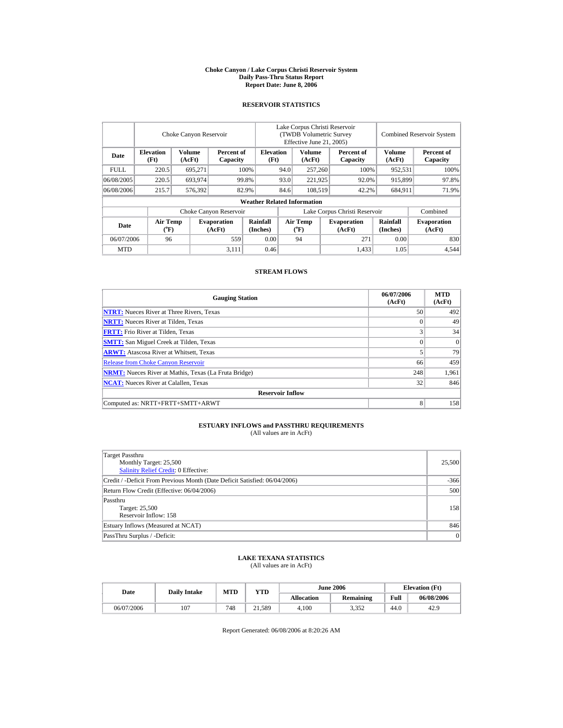# Choke Canyon / Lake Corpus Christi Reservoir System
## Daily Pass-Thru Status Report
### Report Date: June 8, 2006

## RESERVOIR STATISTICS

| Date | Choke Canyon Reservoir | | | Lake Corpus Christi Reservoir (TWDB Volumetric Survey Effective June 21, 2005) | | | Combined Reservoir System | |
|---|---|---|---|---|---|---|---|---|
| | Elevation (Ft) | Volume (AcFt) | Percent of Capacity | Elevation (Ft) | Volume (AcFt) | Percent of Capacity | Volume (AcFt) | Percent of Capacity |
| FULL | 220.5 | 695,271 | 100% | 94.0 | 257,260 | 100% | 952,531 | 100% |
| 06/08/2005 | 220.5 | 693,974 | 99.8% | 93.0 | 221,925 | 92.0% | 915,899 | 97.8% |
| 06/08/2006 | 215.7 | 576,392 | 82.9% | 84.6 | 108,519 | 42.2% | 684,911 | 71.9% |

**Weather Related Information**

| Date | Choke Canyon Reservoir | | | Lake Corpus Christi Reservoir | | | Combined |
|---|---|---|---|---|---|---|---|
| | Air Temp (°F) | Evaporation (AcFt) | Rainfall (Inches) | Air Temp (°F) | Evaporation (AcFt) | Rainfall (Inches) | Evaporation (AcFt) |
| 06/07/2006 | 96 | 559 | 0.00 | 94 | 271 | 0.00 | 830 |
| MTD | | 3,111 | 0.46 | | 1,433 | 1.05 | 4,544 |

## STREAM FLOWS

| Gauging Station | 06/07/2006 (AcFt) | MTD (AcFt) |
|---|---|---|
| NTRT: Nueces River at Three Rivers, Texas | 50 | 492 |
| NRTT: Nueces River at Tilden, Texas | 0 | 49 |
| FRTT: Frio River at Tilden, Texas | 3 | 34 |
| SMTT: San Miguel Creek at Tilden, Texas | 0 | 0 |
| ARWT: Atascosa River at Whitsett, Texas | 5 | 79 |
| Release from Choke Canyon Reservoir | 66 | 459 |
| NRMT: Nueces River at Mathis, Texas (La Fruta Bridge) | 248 | 1,961 |
| NCAT: Nueces River at Calallen, Texas | 32 | 846 |
| **Reservoir Inflow** | | |
| Computed as: NRTT+FRTT+SMTT+ARWT | 8 | 158 |

## ESTUARY INFLOWS and PASSTHRU REQUIREMENTS
(All values are in AcFt)

| | |
|---|---|
| Target Passthru<br>Monthly Target: 25,500<br>Salinity Relief Credit: 0 Effective: | 25,500 |
| Credit / -Deficit From Previous Month (Date Deficit Satisfied: 06/04/2006) | -366 |
| Return Flow Credit (Effective: 06/04/2006) | 500 |
| Passthru<br>Target: 25,500<br>Reservoir Inflow: 158 | 158 |
| Estuary Inflows (Measured at NCAT) | 846 |
| PassThru Surplus / -Deficit: | 0 |

## LAKE TEXANA STATISTICS
(All values are in AcFt)

| Date | Daily Intake | MTD | YTD | June 2006 | | Elevation (Ft) | |
|---|---|---|---|---|---|---|---|
| | | | | Allocation | Remaining | Full | 06/08/2006 |
| 06/07/2006 | 107 | 748 | 21,589 | 4,100 | 3,352 | 44.0 | 42.9 |

Report Generated: 06/08/2006 at 8:20:26 AM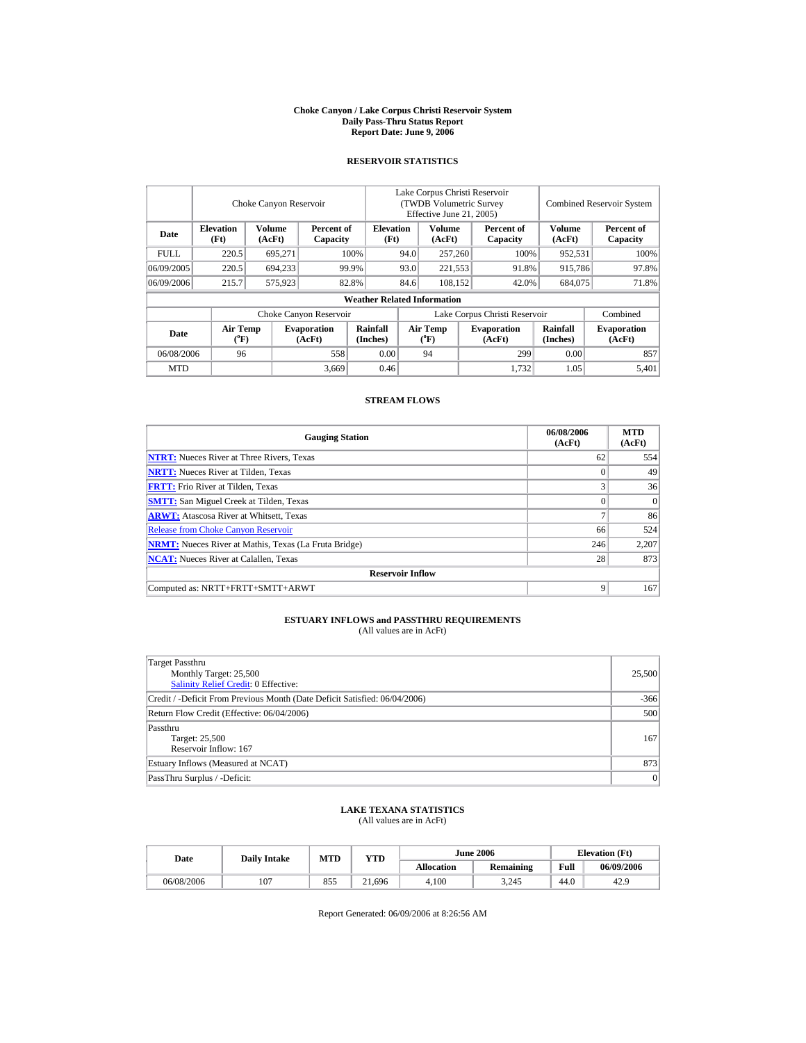# Choke Canyon / Lake Corpus Christi Reservoir System
## Daily Pass-Thru Status Report
### Report Date: June 9, 2006

## RESERVOIR STATISTICS

| Date | Choke Canyon Reservoir | | | Lake Corpus Christi Reservoir (TWDB Volumetric Survey Effective June 21, 2005) | | | Combined Reservoir System | |
|---|---|---|---|---|---|---|---|---|
| | Elevation (Ft) | Volume (AcFt) | Percent of Capacity | Elevation (Ft) | Volume (AcFt) | Percent of Capacity | Volume (AcFt) | Percent of Capacity |
| FULL | 220.5 | 695,271 | 100% | 94.0 | 257,260 | 100% | 952,531 | 100% |
| 06/09/2005 | 220.5 | 694,233 | 99.9% | 93.0 | 221,553 | 91.8% | 915,786 | 97.8% |
| 06/09/2006 | 215.7 | 575,923 | 82.8% | 84.6 | 108,152 | 42.0% | 684,075 | 71.8% |

**Weather Related Information**

| Date | Choke Canyon Reservoir | | | Lake Corpus Christi Reservoir | | | Combined |
|---|---|---|---|---|---|---|---|
| | Air Temp (°F) | Evaporation (AcFt) | Rainfall (Inches) | Air Temp (°F) | Evaporation (AcFt) | Rainfall (Inches) | Evaporation (AcFt) |
| 06/08/2006 | 96 | 558 | 0.00 | 94 | 299 | 0.00 | 857 |
| MTD | | 3,669 | 0.46 | | 1,732 | 1.05 | 5,401 |

## STREAM FLOWS

| Gauging Station | 06/08/2006 (AcFt) | MTD (AcFt) |
|---|---|---|
| NTRT: Nueces River at Three Rivers, Texas | 62 | 554 |
| NRTT: Nueces River at Tilden, Texas | 0 | 49 |
| FRTT: Frio River at Tilden, Texas | 3 | 36 |
| SMTT: San Miguel Creek at Tilden, Texas | 0 | 0 |
| ARWT: Atascosa River at Whitsett, Texas | 7 | 86 |
| Release from Choke Canyon Reservoir | 66 | 524 |
| NRMT: Nueces River at Mathis, Texas (La Fruta Bridge) | 246 | 2,207 |
| NCAT: Nueces River at Calallen, Texas | 28 | 873 |
| **Reservoir Inflow** | | |
| Computed as: NRTT+FRTT+SMTT+ARWT | 9 | 167 |

## ESTUARY INFLOWS and PASSTHRU REQUIREMENTS
(All values are in AcFt)

| | |
|---|---|
| Target Passthru<br>Monthly Target: 25,500<br>Salinity Relief Credit: 0 Effective: | 25,500 |
| Credit / -Deficit From Previous Month (Date Deficit Satisfied: 06/04/2006) | -366 |
| Return Flow Credit (Effective: 06/04/2006) | 500 |
| Passthru<br>Target: 25,500<br>Reservoir Inflow: 167 | 167 |
| Estuary Inflows (Measured at NCAT) | 873 |
| PassThru Surplus / -Deficit: | 0 |

## LAKE TEXANA STATISTICS
(All values are in AcFt)

| Date | Daily Intake | MTD | YTD | June 2006 | | Elevation (Ft) | |
|---|---|---|---|---|---|---|---|
| | | | | Allocation | Remaining | Full | 06/09/2006 |
| 06/08/2006 | 107 | 855 | 21,696 | 4,100 | 3,245 | 44.0 | 42.9 |

Report Generated: 06/09/2006 at 8:26:56 AM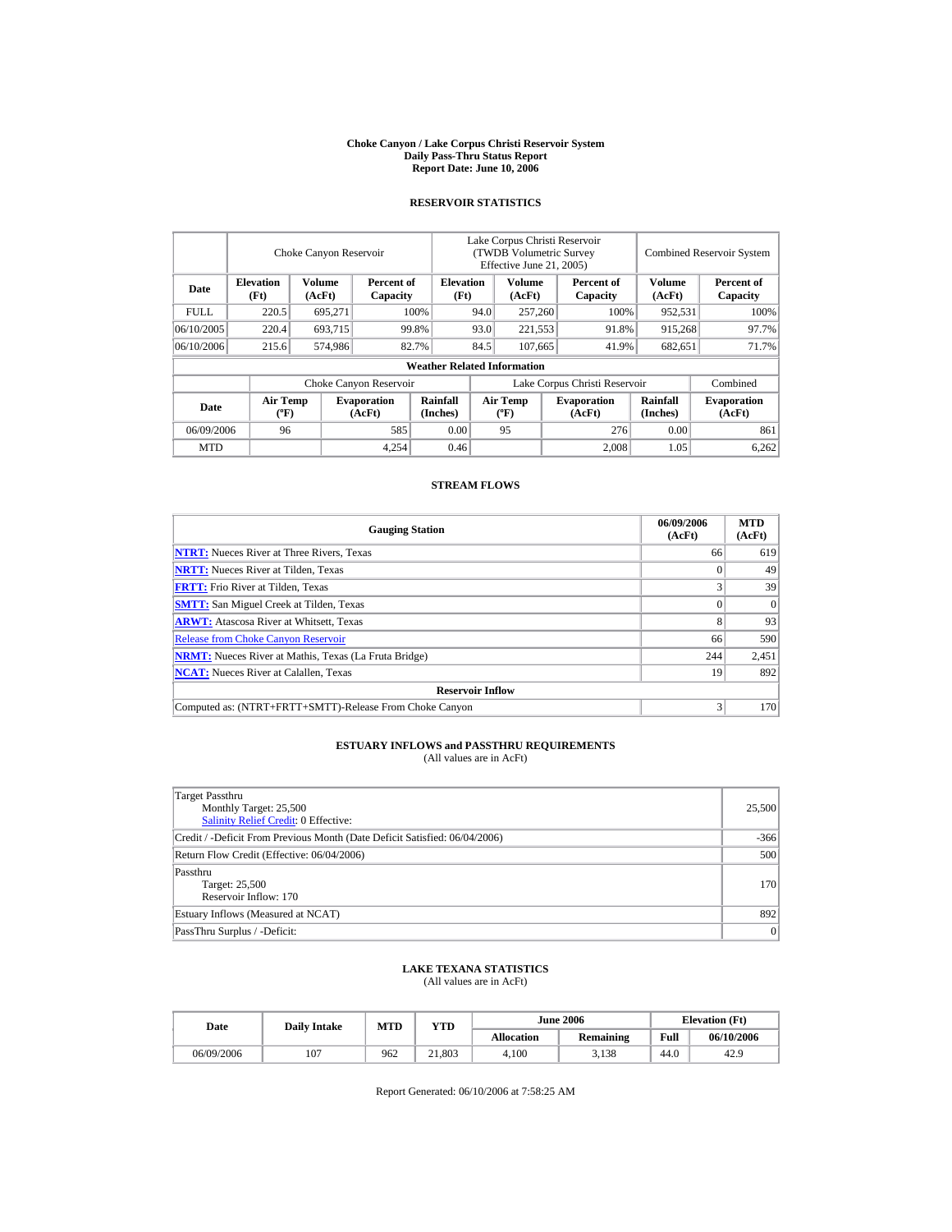# Choke Canyon / Lake Corpus Christi Reservoir System
## Daily Pass-Thru Status Report
## Report Date: June 10, 2006

### RESERVOIR STATISTICS

| Date | Choke Canyon Reservoir | | | Lake Corpus Christi Reservoir (TWDB Volumetric Survey Effective June 21, 2005) | | | Combined Reservoir System | |
|---|---|---|---|---|---|---|---|---|
| | Elevation (Ft) | Volume (AcFt) | Percent of Capacity | Elevation (Ft) | Volume (AcFt) | Percent of Capacity | Volume (AcFt) | Percent of Capacity |
| FULL | 220.5 | 695,271 | 100% | 94.0 | 257,260 | 100% | 952,531 | 100% |
| 06/10/2005 | 220.4 | 693,715 | 99.8% | 93.0 | 221,553 | 91.8% | 915,268 | 97.7% |
| 06/10/2006 | 215.6 | 574,986 | 82.7% | 84.5 | 107,665 | 41.9% | 682,651 | 71.7% |

**Weather Related Information**

| Date | Choke Canyon Reservoir | | | Lake Corpus Christi Reservoir | | | Combined |
|---|---|---|---|---|---|---|---|
| | Air Temp (ºF) | Evaporation (AcFt) | Rainfall (Inches) | Air Temp (ºF) | Evaporation (AcFt) | Rainfall (Inches) | Evaporation (AcFt) |
| 06/09/2006 | 96 | 585 | 0.00 | 95 | 276 | 0.00 | 861 |
| MTD | | 4,254 | 0.46 | | 2,008 | 1.05 | 6,262 |

### STREAM FLOWS

| Gauging Station | 06/09/2006 (AcFt) | MTD (AcFt) |
|---|---|---|
| NTRT: Nueces River at Three Rivers, Texas | 66 | 619 |
| NRTT: Nueces River at Tilden, Texas | 0 | 49 |
| FRTT: Frio River at Tilden, Texas | 3 | 39 |
| SMTT: San Miguel Creek at Tilden, Texas | 0 | 0 |
| ARWT: Atascosa River at Whitsett, Texas | 8 | 93 |
| Release from Choke Canyon Reservoir | 66 | 590 |
| NRMT: Nueces River at Mathis, Texas (La Fruta Bridge) | 244 | 2,451 |
| NCAT: Nueces River at Calallen, Texas | 19 | 892 |
| **Reservoir Inflow** | | |
| Computed as: (NTRT+FRTT+SMTT)-Release From Choke Canyon | 3 | 170 |

### ESTUARY INFLOWS and PASSTHRU REQUIREMENTS
(All values are in AcFt)

| | |
|---|---|
| Target Passthru<br>Monthly Target: 25,500<br>Salinity Relief Credit: 0 Effective: | 25,500 |
| Credit / -Deficit From Previous Month (Date Deficit Satisfied: 06/04/2006) | -366 |
| Return Flow Credit (Effective: 06/04/2006) | 500 |
| Passthru<br>Target: 25,500<br>Reservoir Inflow: 170 | 170 |
| Estuary Inflows (Measured at NCAT) | 892 |
| PassThru Surplus / -Deficit: | 0 |

### LAKE TEXANA STATISTICS
(All values are in AcFt)

| Date | Daily Intake | MTD | YTD | June 2006 | | Elevation (Ft) | |
|---|---|---|---|---|---|---|---|
| | | | | Allocation | Remaining | Full | 06/10/2006 |
| 06/09/2006 | 107 | 962 | 21,803 | 4,100 | 3,138 | 44.0 | 42.9 |

Report Generated: 06/10/2006 at 7:58:25 AM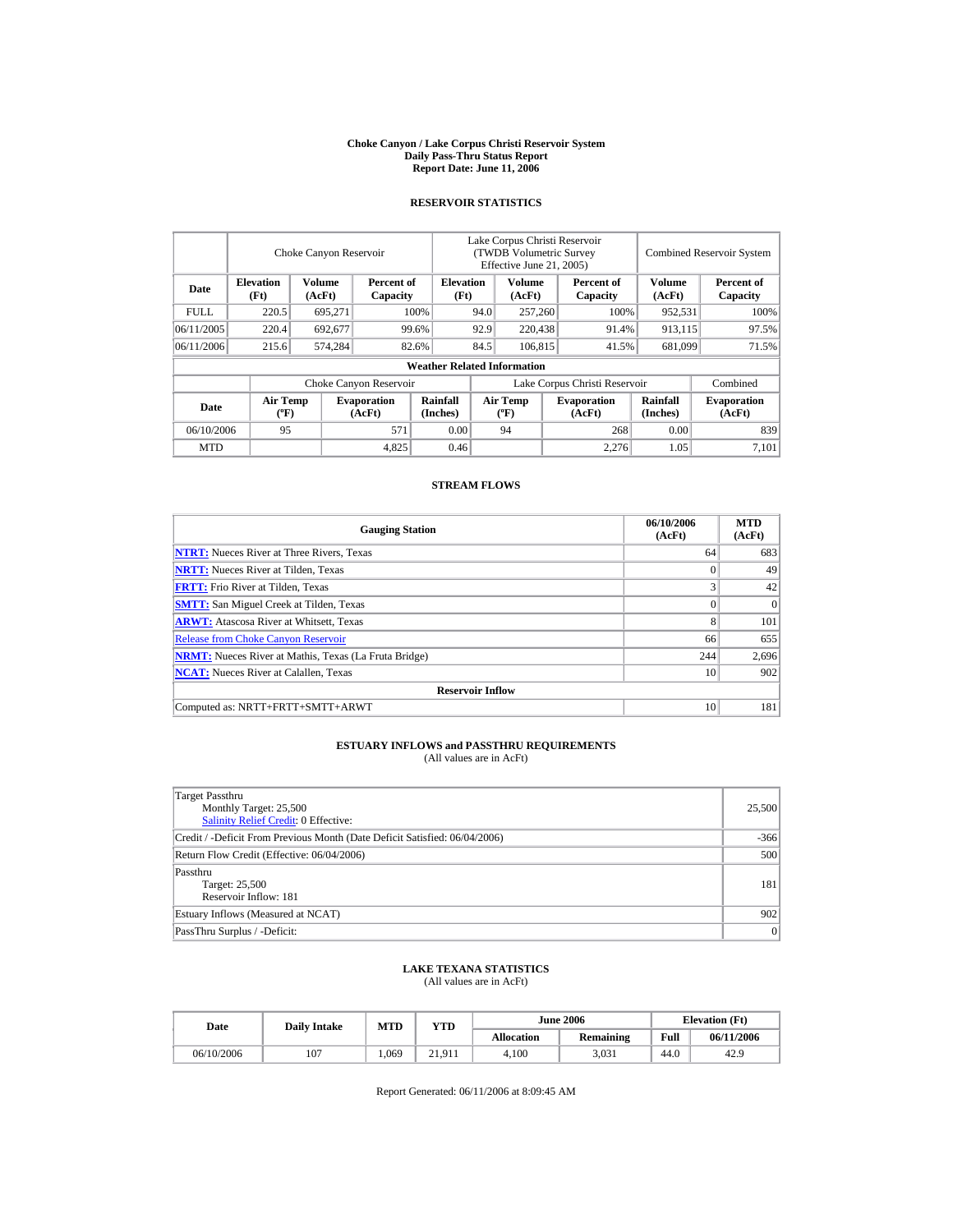# Choke Canyon / Lake Corpus Christi Reservoir System
## Daily Pass-Thru Status Report
## Report Date: June 11, 2006

### RESERVOIR STATISTICS

| | Choke Canyon Reservoir | | | Lake Corpus Christi Reservoir (TWDB Volumetric Survey Effective June 21, 2005) | | | Combined Reservoir System | |
|---|---|---|---|---|---|---|---|---|
| **Date** | **Elevation (Ft)** | **Volume (AcFt)** | **Percent of Capacity** | **Elevation (Ft)** | **Volume (AcFt)** | **Percent of Capacity** | **Volume (AcFt)** | **Percent of Capacity** |
| FULL | 220.5 | 695,271 | 100% | 94.0 | 257,260 | 100% | 952,531 | 100% |
| 06/11/2005 | 220.4 | 692,677 | 99.6% | 92.9 | 220,438 | 91.4% | 913,115 | 97.5% |
| 06/11/2006 | 215.6 | 574,284 | 82.6% | 84.5 | 106,815 | 41.5% | 681,099 | 71.5% |

**Weather Related Information**

| | Choke Canyon Reservoir | | | Lake Corpus Christi Reservoir | | | Combined |
|---|---|---|---|---|---|---|---|
| **Date** | **Air Temp (ºF)** | **Evaporation (AcFt)** | **Rainfall (Inches)** | **Air Temp (ºF)** | **Evaporation (AcFt)** | **Rainfall (Inches)** | **Evaporation (AcFt)** |
| 06/10/2006 | 95 | 571 | 0.00 | 94 | 268 | 0.00 | 839 |
| MTD | | 4,825 | 0.46 | | 2,276 | 1.05 | 7,101 |

### STREAM FLOWS

| Gauging Station | 06/10/2006 (AcFt) | MTD (AcFt) |
|---|---|---|
| **NTRT:** Nueces River at Three Rivers, Texas | 64 | 683 |
| **NRTT:** Nueces River at Tilden, Texas | 0 | 49 |
| **FRTT:** Frio River at Tilden, Texas | 3 | 42 |
| **SMTT:** San Miguel Creek at Tilden, Texas | 0 | 0 |
| **ARWT:** Atascosa River at Whitsett, Texas | 8 | 101 |
| Release from Choke Canyon Reservoir | 66 | 655 |
| **NRMT:** Nueces River at Mathis, Texas (La Fruta Bridge) | 244 | 2,696 |
| **NCAT:** Nueces River at Calallen, Texas | 10 | 902 |
| **Reservoir Inflow** | | |
| Computed as: NRTT+FRTT+SMTT+ARWT | 10 | 181 |

### ESTUARY INFLOWS and PASSTHRU REQUIREMENTS
(All values are in AcFt)

| | |
|---|---|
| Target Passthru<br>Monthly Target: 25,500<br>Salinity Relief Credit: 0 Effective: | 25,500 |
| Credit / -Deficit From Previous Month (Date Deficit Satisfied: 06/04/2006) | -366 |
| Return Flow Credit (Effective: 06/04/2006) | 500 |
| Passthru<br>Target: 25,500<br>Reservoir Inflow: 181 | 181 |
| Estuary Inflows (Measured at NCAT) | 902 |
| PassThru Surplus / -Deficit: | 0 |

### LAKE TEXANA STATISTICS
(All values are in AcFt)

| Date | Daily Intake | MTD | YTD | June 2006 | | Elevation (Ft) | |
|---|---|---|---|---|---|---|---|
| | | | | **Allocation** | **Remaining** | **Full** | **06/11/2006** |
| 06/10/2006 | 107 | 1,069 | 21,911 | 4,100 | 3,031 | 44.0 | 42.9 |

Report Generated: 06/11/2006 at 8:09:45 AM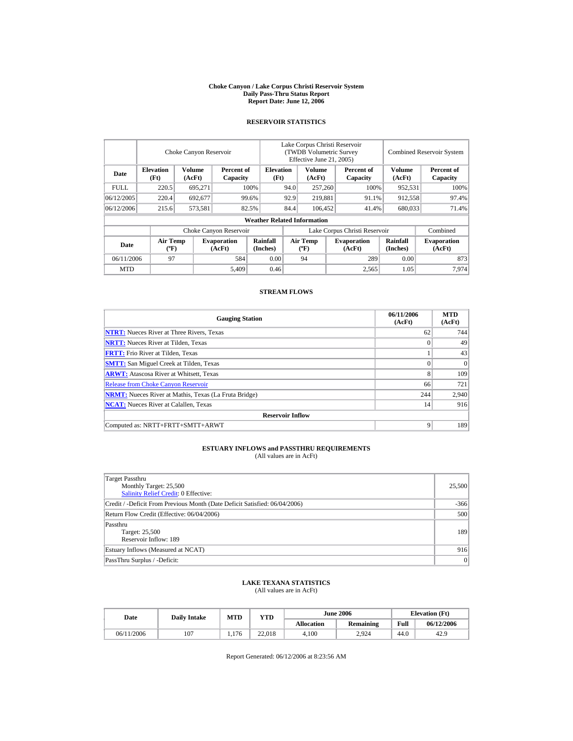**Choke Canyon / Lake Corpus Christi Reservoir System**
**Daily Pass-Thru Status Report**
**Report Date: June 12, 2006**

## RESERVOIR STATISTICS

| | Choke Canyon Reservoir | | | Lake Corpus Christi Reservoir (TWDB Volumetric Survey Effective June 21, 2005) | | | Combined Reservoir System | |
|---|---|---|---|---|---|---|---|---|
| Date | Elevation (Ft) | Volume (AcFt) | Percent of Capacity | Elevation (Ft) | Volume (AcFt) | Percent of Capacity | Volume (AcFt) | Percent of Capacity |
| FULL | 220.5 | 695,271 | 100% | 94.0 | 257,260 | 100% | 952,531 | 100% |
| 06/12/2005 | 220.4 | 692,677 | 99.6% | 92.9 | 219,881 | 91.1% | 912,558 | 97.4% |
| 06/12/2006 | 215.6 | 573,581 | 82.5% | 84.4 | 106,452 | 41.4% | 680,033 | 71.4% |

**Weather Related Information**

| | Choke Canyon Reservoir | | | Lake Corpus Christi Reservoir | | | Combined |
|---|---|---|---|---|---|---|---|
| Date | Air Temp (ºF) | Evaporation (AcFt) | Rainfall (Inches) | Air Temp (ºF) | Evaporation (AcFt) | Rainfall (Inches) | Evaporation (AcFt) |
| 06/11/2006 | 97 | 584 | 0.00 | 94 | 289 | 0.00 | 873 |
| MTD | | 5,409 | 0.46 | | 2,565 | 1.05 | 7,974 |

## STREAM FLOWS

| Gauging Station | 06/11/2006 (AcFt) | MTD (AcFt) |
|---|---|---|
| **NTRT:** Nueces River at Three Rivers, Texas | 62 | 744 |
| **NRTT:** Nueces River at Tilden, Texas | 0 | 49 |
| **FRTT:** Frio River at Tilden, Texas | 1 | 43 |
| **SMTT:** San Miguel Creek at Tilden, Texas | 0 | 0 |
| **ARWT:** Atascosa River at Whitsett, Texas | 8 | 109 |
| Release from Choke Canyon Reservoir | 66 | 721 |
| **NRMT:** Nueces River at Mathis, Texas (La Fruta Bridge) | 244 | 2,940 |
| **NCAT:** Nueces River at Calallen, Texas | 14 | 916 |
| **Reservoir Inflow** | | |
| Computed as: NRTT+FRTT+SMTT+ARWT | 9 | 189 |

## ESTUARY INFLOWS and PASSTHRU REQUIREMENTS

(All values are in AcFt)

| | |
|---|---|
| Target Passthru<br>Monthly Target: 25,500<br>Salinity Relief Credit: 0 Effective: | 25,500 |
| Credit / -Deficit From Previous Month (Date Deficit Satisfied: 06/04/2006) | -366 |
| Return Flow Credit (Effective: 06/04/2006) | 500 |
| Passthru<br>Target: 25,500<br>Reservoir Inflow: 189 | 189 |
| Estuary Inflows (Measured at NCAT) | 916 |
| PassThru Surplus / -Deficit: | 0 |

## LAKE TEXANA STATISTICS

(All values are in AcFt)

| Date | Daily Intake | MTD | YTD | June 2006 | | Elevation (Ft) | |
|---|---|---|---|---|---|---|---|
| | | | | Allocation | Remaining | Full | 06/12/2006 |
| 06/11/2006 | 107 | 1,176 | 22,018 | 4,100 | 2,924 | 44.0 | 42.9 |

Report Generated: 06/12/2006 at 8:23:56 AM